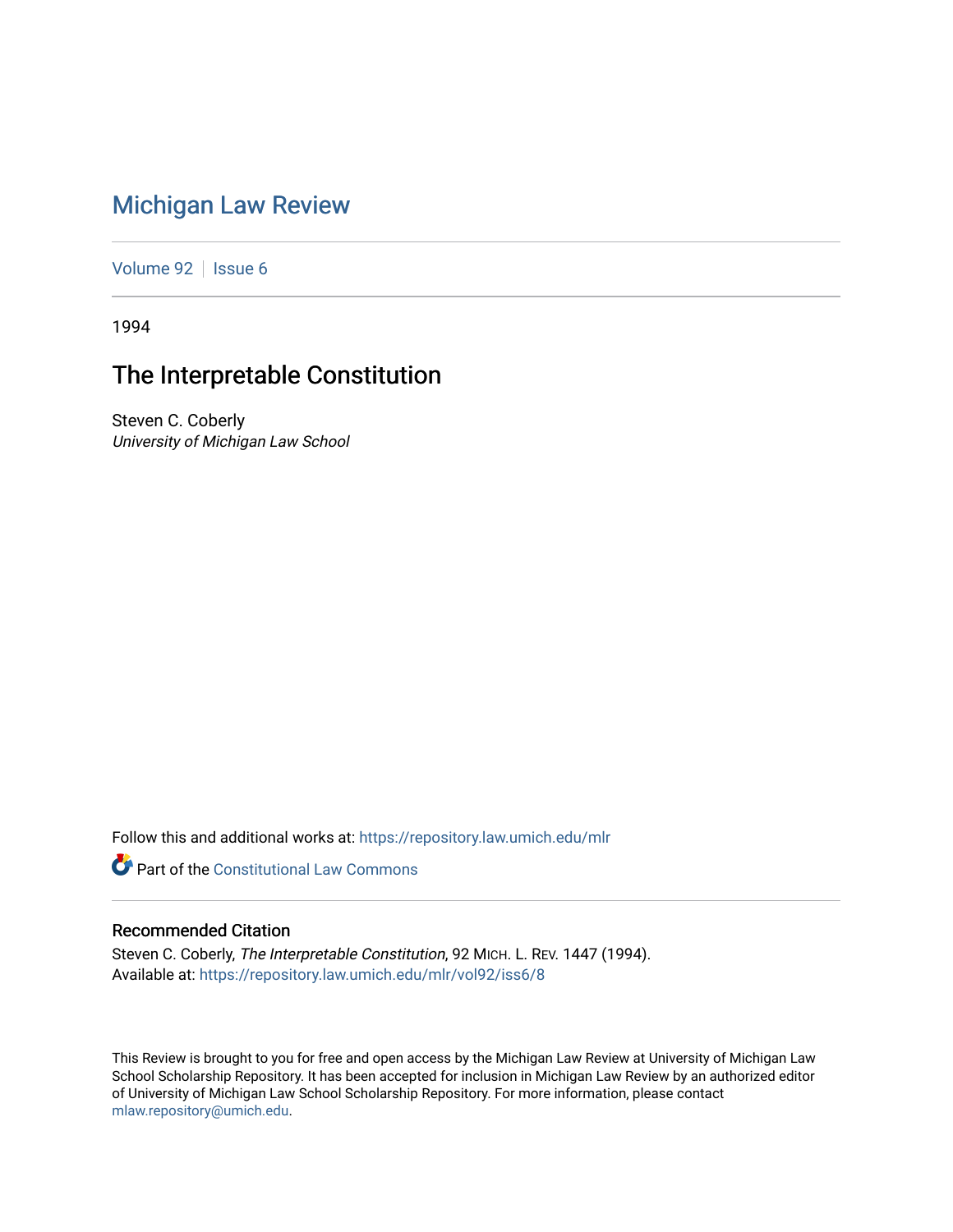# Michigan Law Review

Volume 92 | Issue 6

1994

## The Interpretable Constitution

Steven C. Coberly
*University of Michigan Law School*

Follow this and additional works at: https://repository.law.umich.edu/mlr

Part of the Constitutional Law Commons

### Recommended Citation

Steven C. Coberly, *The Interpretable Constitution*, 92 MICH. L. REV. 1447 (1994).
Available at: https://repository.law.umich.edu/mlr/vol92/iss6/8

This Review is brought to you for free and open access by the Michigan Law Review at University of Michigan Law School Scholarship Repository. It has been accepted for inclusion in Michigan Law Review by an authorized editor of University of Michigan Law School Scholarship Repository. For more information, please contact mlaw.repository@umich.edu.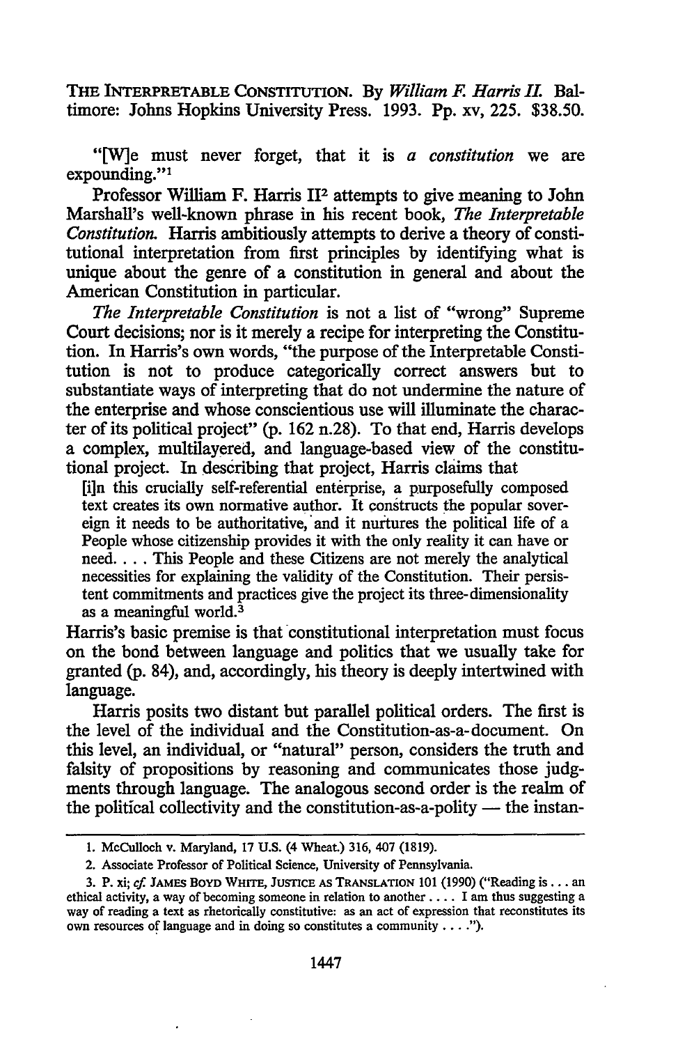THE INTERPRETABLE CONSTITUTION. By *William F. Harris II.* Baltimore: Johns Hopkins University Press. 1993. Pp. xv, 225. $38.50.

"[W]e must never forget, that it is *a constitution* we are expounding."[1]

Professor William F. Harris II[2] attempts to give meaning to John Marshall's well-known phrase in his recent book, *The Interpretable Constitution.* Harris ambitiously attempts to derive a theory of constitutional interpretation from first principles by identifying what is unique about the genre of a constitution in general and about the American Constitution in particular.

*The Interpretable Constitution* is not a list of "wrong" Supreme Court decisions; nor is it merely a recipe for interpreting the Constitution. In Harris's own words, "the purpose of the Interpretable Constitution is not to produce categorically correct answers but to substantiate ways of interpreting that do not undermine the nature of the enterprise and whose conscientious use will illuminate the character of its political project" (p. 162 n.28). To that end, Harris develops a complex, multilayered, and language-based view of the constitutional project. In describing that project, Harris claims that

> [i]n this crucially self-referential enterprise, a purposefully composed text creates its own normative author. It constructs the popular sovereign it needs to be authoritative, and it nurtures the political life of a People whose citizenship provides it with the only reality it can have or need. . . . This People and these Citizens are not merely the analytical necessities for explaining the validity of the Constitution. Their persistent commitments and practices give the project its three-dimensionality as a meaningful world.[3]

Harris's basic premise is that constitutional interpretation must focus on the bond between language and politics that we usually take for granted (p. 84), and, accordingly, his theory is deeply intertwined with language.

Harris posits two distant but parallel political orders. The first is the level of the individual and the Constitution-as-a-document. On this level, an individual, or "natural" person, considers the truth and falsity of propositions by reasoning and communicates those judgments through language. The analogous second order is the realm of the political collectivity and the constitution-as-a-polity — the instan-

---

1. McCulloch v. Maryland, 17 U.S. (4 Wheat.) 316, 407 (1819).

2. Associate Professor of Political Science, University of Pennsylvania.

3. P. xi; *cf.* JAMES BOYD WHITE, JUSTICE AS TRANSLATION 101 (1990) ("Reading is . . . an ethical activity, a way of becoming someone in relation to another . . . . I am thus suggesting a way of reading a text as rhetorically constitutive: as an act of expression that reconstitutes its own resources of language and in doing so constitutes a community . . . .").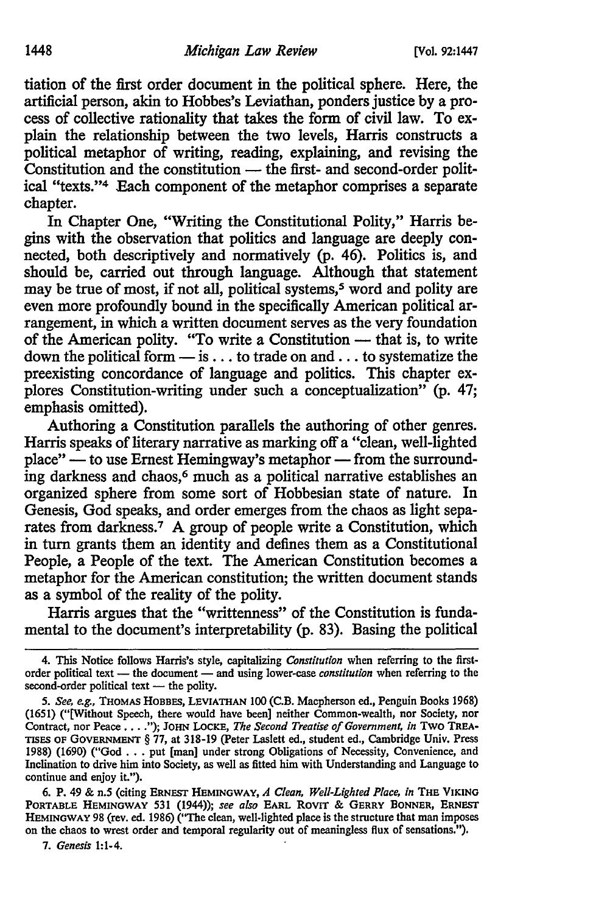tiation of the first order document in the political sphere. Here, the artificial person, akin to Hobbes's Leviathan, ponders justice by a process of collective rationality that takes the form of civil law. To explain the relationship between the two levels, Harris constructs a political metaphor of writing, reading, explaining, and revising the Constitution and the constitution — the first- and second-order political "texts."[4] Each component of the metaphor comprises a separate chapter.

In Chapter One, "Writing the Constitutional Polity," Harris begins with the observation that politics and language are deeply connected, both descriptively and normatively (p. 46). Politics is, and should be, carried out through language. Although that statement may be true of most, if not all, political systems,[5] word and polity are even more profoundly bound in the specifically American political arrangement, in which a written document serves as the very foundation of the American polity. "To write a Constitution — that is, to write down the political form — is . . . to trade on and . . . to systematize the preexisting concordance of language and politics. This chapter explores Constitution-writing under such a conceptualization" (p. 47; emphasis omitted).

Authoring a Constitution parallels the authoring of other genres. Harris speaks of literary narrative as marking off a "clean, well-lighted place" — to use Ernest Hemingway's metaphor — from the surrounding darkness and chaos,[6] much as a political narrative establishes an organized sphere from some sort of Hobbesian state of nature. In Genesis, God speaks, and order emerges from the chaos as light separates from darkness.[7] A group of people write a Constitution, which in turn grants them an identity and defines them as a Constitutional People, a People of the text. The American Constitution becomes a metaphor for the American constitution; the written document stands as a symbol of the reality of the polity.

Harris argues that the "writtenness" of the Constitution is fundamental to the document's interpretability (p. 83). Basing the political

---

4. This Notice follows Harris's style, capitalizing *Constitution* when referring to the first-order political text — the document — and using lower-case *constitution* when referring to the second-order political text — the polity.

5. *See, e.g.*, THOMAS HOBBES, LEVIATHAN 100 (C.B. Macpherson ed., Penguin Books 1968) (1651) ("[Without Speech, there would have been] neither Common-wealth, nor Society, nor Contract, nor Peace . . . ."); JOHN LOCKE, *The Second Treatise of Government*, *in* TWO TREATISES OF GOVERNMENT § 77, at 318-19 (Peter Laslett ed., student ed., Cambridge Univ. Press 1988) (1690) ("God . . . put [man] under strong Obligations of Necessity, Convenience, and Inclination to drive him into Society, as well as fitted him with Understanding and Language to continue and enjoy it.").

6. P. 49 & n.5 (citing ERNEST HEMINGWAY, *A Clean, Well-Lighted Place*, *in* THE VIKING PORTABLE HEMINGWAY 531 (1944)); *see also* EARL ROVIT & GERRY BONNER, ERNEST HEMINGWAY 98 (rev. ed. 1986) ("The clean, well-lighted place is the structure that man imposes on the chaos to wrest order and temporal regularity out of meaningless flux of sensations.").

7. *Genesis* 1:1-4.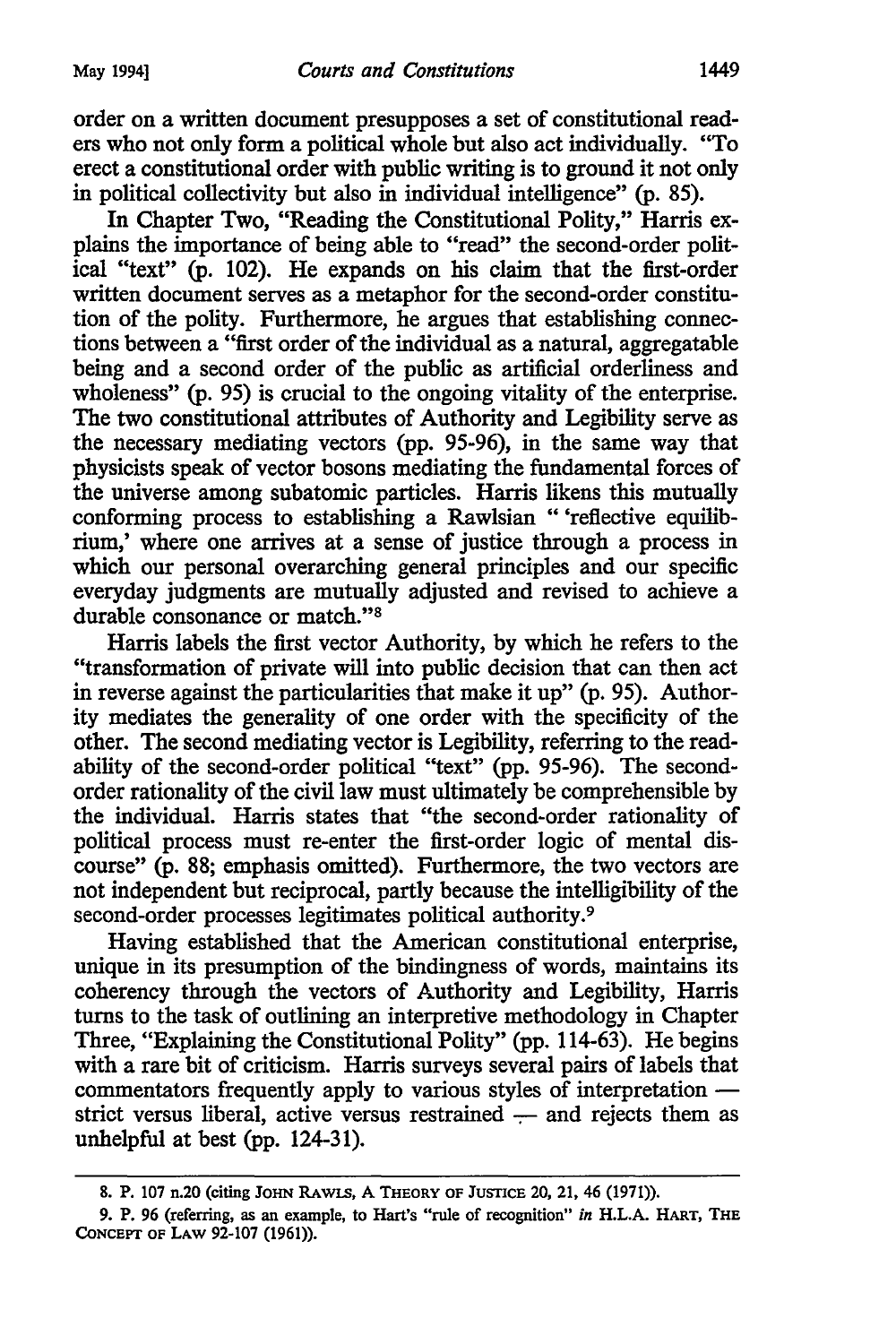order on a written document presupposes a set of constitutional readers who not only form a political whole but also act individually. "To erect a constitutional order with public writing is to ground it not only in political collectivity but also in individual intelligence" (p. 85).

In Chapter Two, "Reading the Constitutional Polity," Harris explains the importance of being able to "read" the second-order political "text" (p. 102). He expands on his claim that the first-order written document serves as a metaphor for the second-order constitution of the polity. Furthermore, he argues that establishing connections between a "first order of the individual as a natural, aggregatable being and a second order of the public as artificial orderliness and wholeness" (p. 95) is crucial to the ongoing vitality of the enterprise. The two constitutional attributes of Authority and Legibility serve as the necessary mediating vectors (pp. 95-96), in the same way that physicists speak of vector bosons mediating the fundamental forces of the universe among subatomic particles. Harris likens this mutually conforming process to establishing a Rawlsian " 'reflective equilibrium,' where one arrives at a sense of justice through a process in which our personal overarching general principles and our specific everyday judgments are mutually adjusted and revised to achieve a durable consonance or match."[8]

Harris labels the first vector Authority, by which he refers to the "transformation of private will into public decision that can then act in reverse against the particularities that make it up" (p. 95). Authority mediates the generality of one order with the specificity of the other. The second mediating vector is Legibility, referring to the readability of the second-order political "text" (pp. 95-96). The second-order rationality of the civil law must ultimately be comprehensible by the individual. Harris states that "the second-order rationality of political process must re-enter the first-order logic of mental discourse" (p. 88; emphasis omitted). Furthermore, the two vectors are not independent but reciprocal, partly because the intelligibility of the second-order processes legitimates political authority.[9]

Having established that the American constitutional enterprise, unique in its presumption of the bindingness of words, maintains its coherency through the vectors of Authority and Legibility, Harris turns to the task of outlining an interpretive methodology in Chapter Three, "Explaining the Constitutional Polity" (pp. 114-63). He begins with a rare bit of criticism. Harris surveys several pairs of labels that commentators frequently apply to various styles of interpretation — strict versus liberal, active versus restrained — and rejects them as unhelpful at best (pp. 124-31).

---

8. P. 107 n.20 (citing JOHN RAWLS, A THEORY OF JUSTICE 20, 21, 46 (1971)).

9. P. 96 (referring, as an example, to Hart's "rule of recognition" *in* H.L.A. HART, THE CONCEPT OF LAW 92-107 (1961)).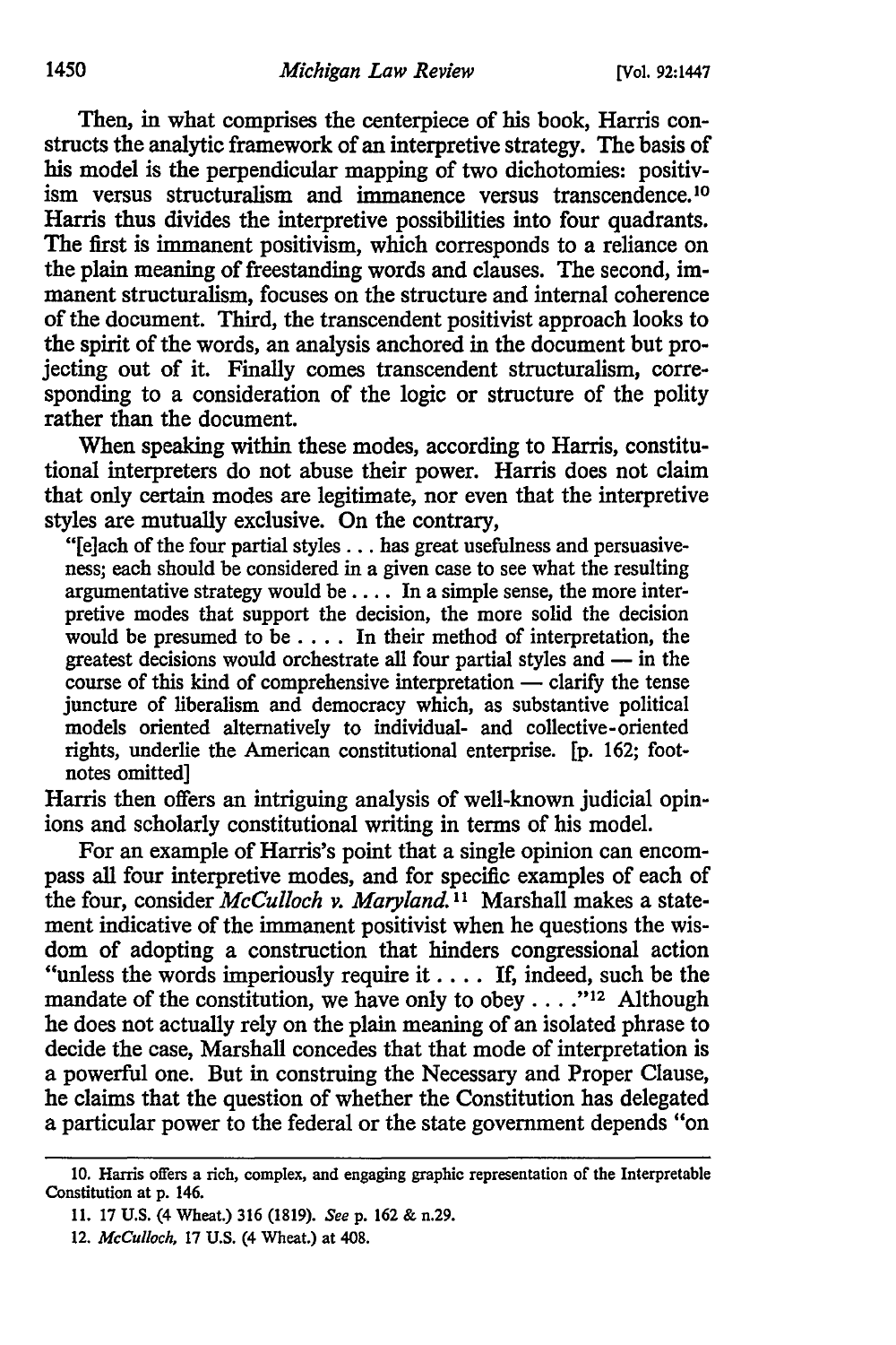Then, in what comprises the centerpiece of his book, Harris constructs the analytic framework of an interpretive strategy. The basis of his model is the perpendicular mapping of two dichotomies: positivism versus structuralism and immanence versus transcendence.[10] Harris thus divides the interpretive possibilities into four quadrants. The first is immanent positivism, which corresponds to a reliance on the plain meaning of freestanding words and clauses. The second, immanent structuralism, focuses on the structure and internal coherence of the document. Third, the transcendent positivist approach looks to the spirit of the words, an analysis anchored in the document but projecting out of it. Finally comes transcendent structuralism, corresponding to a consideration of the logic or structure of the polity rather than the document.

When speaking within these modes, according to Harris, constitutional interpreters do not abuse their power. Harris does not claim that only certain modes are legitimate, nor even that the interpretive styles are mutually exclusive. On the contrary,

> "[e]ach of the four partial styles . . . has great usefulness and persuasiveness; each should be considered in a given case to see what the resulting argumentative strategy would be . . . . In a simple sense, the more interpretive modes that support the decision, the more solid the decision would be presumed to be . . . . In their method of interpretation, the greatest decisions would orchestrate all four partial styles and — in the course of this kind of comprehensive interpretation — clarify the tense juncture of liberalism and democracy which, as substantive political models oriented alternatively to individual- and collective-oriented rights, underlie the American constitutional enterprise. [p. 162; footnotes omitted]

Harris then offers an intriguing analysis of well-known judicial opinions and scholarly constitutional writing in terms of his model.

For an example of Harris's point that a single opinion can encompass all four interpretive modes, and for specific examples of each of the four, consider *McCulloch v. Maryland*.[11] Marshall makes a statement indicative of the immanent positivist when he questions the wisdom of adopting a construction that hinders congressional action "unless the words imperiously require it . . . . If, indeed, such be the mandate of the constitution, we have only to obey . . . ."[12] Although he does not actually rely on the plain meaning of an isolated phrase to decide the case, Marshall concedes that that mode of interpretation is a powerful one. But in construing the Necessary and Proper Clause, he claims that the question of whether the Constitution has delegated a particular power to the federal or the state government depends "on

---

10. Harris offers a rich, complex, and engaging graphic representation of the Interpretable Constitution at p. 146.

11. 17 U.S. (4 Wheat.) 316 (1819). *See* p. 162 & n.29.

12. *McCulloch*, 17 U.S. (4 Wheat.) at 408.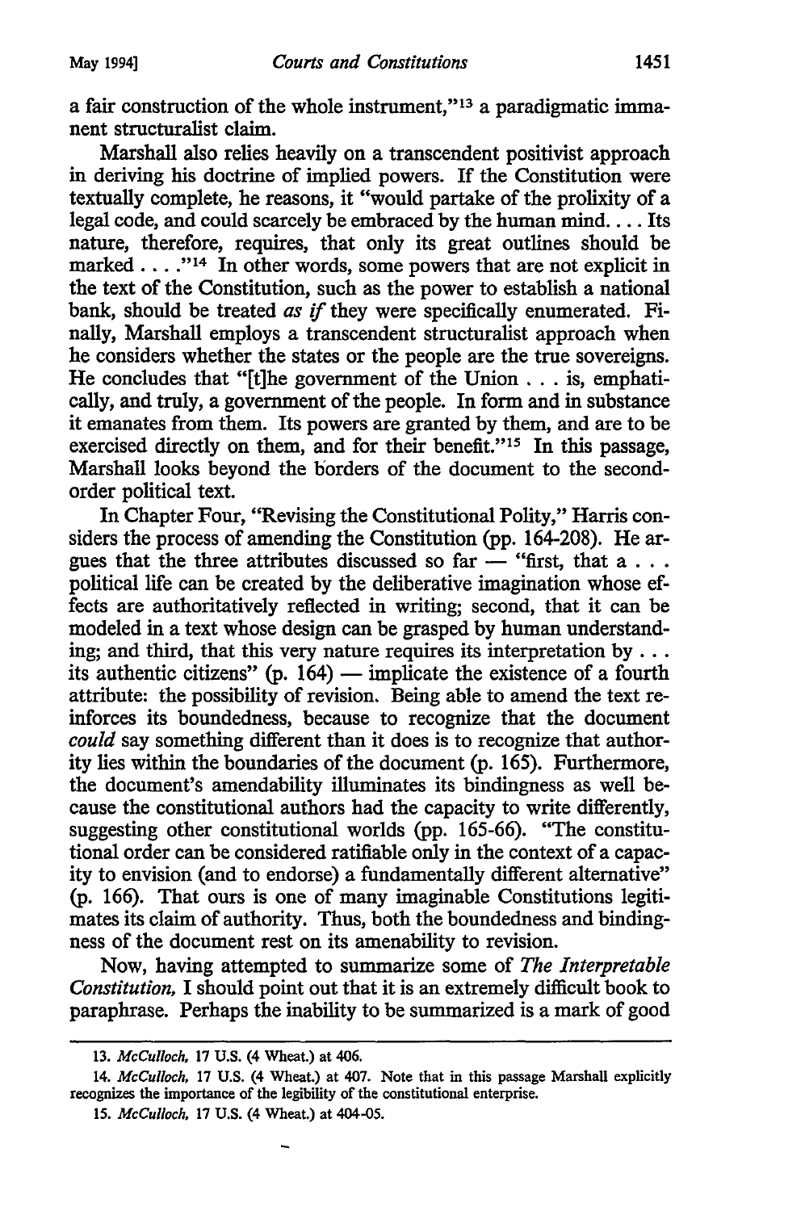a fair construction of the whole instrument,"[13] a paradigmatic immanent structuralist claim.

Marshall also relies heavily on a transcendent positivist approach in deriving his doctrine of implied powers. If the Constitution were textually complete, he reasons, it "would partake of the prolixity of a legal code, and could scarcely be embraced by the human mind. . . . Its nature, therefore, requires, that only its great outlines should be marked . . . ."[14] In other words, some powers that are not explicit in the text of the Constitution, such as the power to establish a national bank, should be treated *as if* they were specifically enumerated. Finally, Marshall employs a transcendent structuralist approach when he considers whether the states or the people are the true sovereigns. He concludes that "[t]he government of the Union . . . is, emphatically, and truly, a government of the people. In form and in substance it emanates from them. Its powers are granted by them, and are to be exercised directly on them, and for their benefit."[15] In this passage, Marshall looks beyond the borders of the document to the second-order political text.

In Chapter Four, "Revising the Constitutional Polity," Harris considers the process of amending the Constitution (pp. 164-208). He argues that the three attributes discussed so far — "first, that a . . . political life can be created by the deliberative imagination whose effects are authoritatively reflected in writing; second, that it can be modeled in a text whose design can be grasped by human understanding; and third, that this very nature requires its interpretation by . . . its authentic citizens" (p. 164) — implicate the existence of a fourth attribute: the possibility of revision. Being able to amend the text reinforces its boundedness, because to recognize that the document *could* say something different than it does is to recognize that authority lies within the boundaries of the document (p. 165). Furthermore, the document's amendability illuminates its bindingness as well because the constitutional authors had the capacity to write differently, suggesting other constitutional worlds (pp. 165-66). "The constitutional order can be considered ratifiable only in the context of a capacity to envision (and to endorse) a fundamentally different alternative" (p. 166). That ours is one of many imaginable Constitutions legitimates its claim of authority. Thus, both the boundedness and bindingness of the document rest on its amenability to revision.

Now, having attempted to summarize some of *The Interpretable Constitution,* I should point out that it is an extremely difficult book to paraphrase. Perhaps the inability to be summarized is a mark of good

---

13. *McCulloch,* 17 U.S. (4 Wheat.) at 406.

14. *McCulloch,* 17 U.S. (4 Wheat.) at 407. Note that in this passage Marshall explicitly recognizes the importance of the legibility of the constitutional enterprise.

15. *McCulloch,* 17 U.S. (4 Wheat.) at 404-05.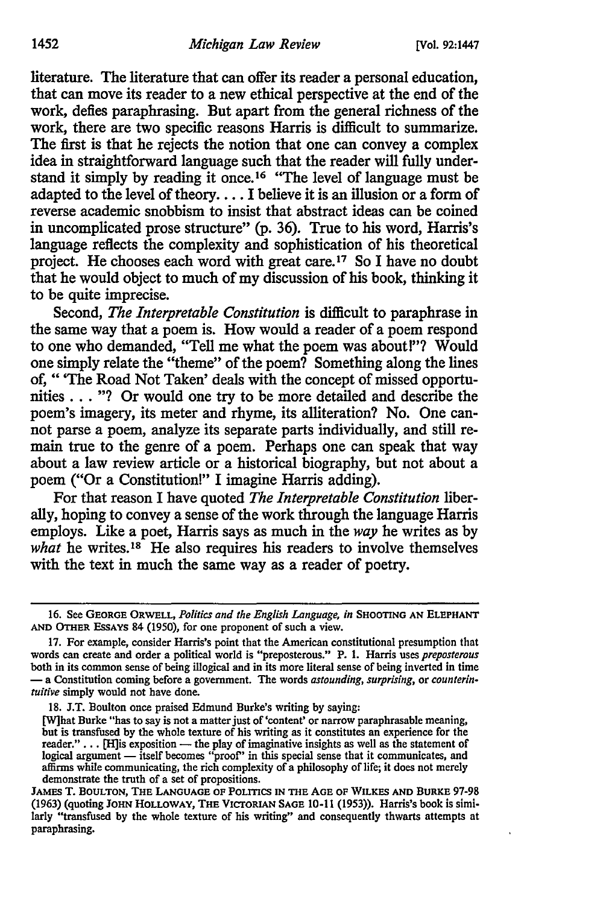literature. The literature that can offer its reader a personal education, that can move its reader to a new ethical perspective at the end of the work, defies paraphrasing. But apart from the general richness of the work, there are two specific reasons Harris is difficult to summarize. The first is that he rejects the notion that one can convey a complex idea in straightforward language such that the reader will fully understand it simply by reading it once.[16] "The level of language must be adapted to the level of theory. . . . I believe it is an illusion or a form of reverse academic snobbism to insist that abstract ideas can be coined in uncomplicated prose structure" (p. 36). True to his word, Harris's language reflects the complexity and sophistication of his theoretical project. He chooses each word with great care.[17] So I have no doubt that he would object to much of my discussion of his book, thinking it to be quite imprecise.

Second, *The Interpretable Constitution* is difficult to paraphrase in the same way that a poem is. How would a reader of a poem respond to one who demanded, "Tell me what the poem was about!"? Would one simply relate the "theme" of the poem? Something along the lines of, " 'The Road Not Taken' deals with the concept of missed opportunities . . . "? Or would one try to be more detailed and describe the poem's imagery, its meter and rhyme, its alliteration? No. One cannot parse a poem, analyze its separate parts individually, and still remain true to the genre of a poem. Perhaps one can speak that way about a law review article or a historical biography, but not about a poem ("Or a Constitution!" I imagine Harris adding).

For that reason I have quoted *The Interpretable Constitution* liberally, hoping to convey a sense of the work through the language Harris employs. Like a poet, Harris says as much in the *way* he writes as by *what* he writes.[18] He also requires his readers to involve themselves with the text in much the same way as a reader of poetry.

---

16. See GEORGE ORWELL, *Politics and the English Language*, *in* SHOOTING AN ELEPHANT AND OTHER ESSAYS 84 (1950), for one proponent of such a view.

17. For example, consider Harris's point that the American constitutional presumption that words can create and order a political world is "preposterous." P. 1. Harris uses *preposterous* both in its common sense of being illogical and in its more literal sense of being inverted in time — a Constitution coming before a government. The words *astounding*, *surprising*, or *counterintuitive* simply would not have done.

18. J.T. Boulton once praised Edmund Burke's writing by saying:

> [W]hat Burke "has to say is not a matter just of 'content' or narrow paraphrasable meaning, but is transfused by the whole texture of his writing as it constitutes an experience for the reader." . . . [H]is exposition — the play of imaginative insights as well as the statement of logical argument — itself becomes "proof" in this special sense that it communicates, and affirms while communicating, the rich complexity of a philosophy of life; it does not merely demonstrate the truth of a set of propositions.

JAMES T. BOULTON, THE LANGUAGE OF POLITICS IN THE AGE OF WILKES AND BURKE 97-98 (1963) (quoting JOHN HOLLOWAY, THE VICTORIAN SAGE 10-11 (1953)). Harris's book is similarly "transfused by the whole texture of his writing" and consequently thwarts attempts at paraphrasing.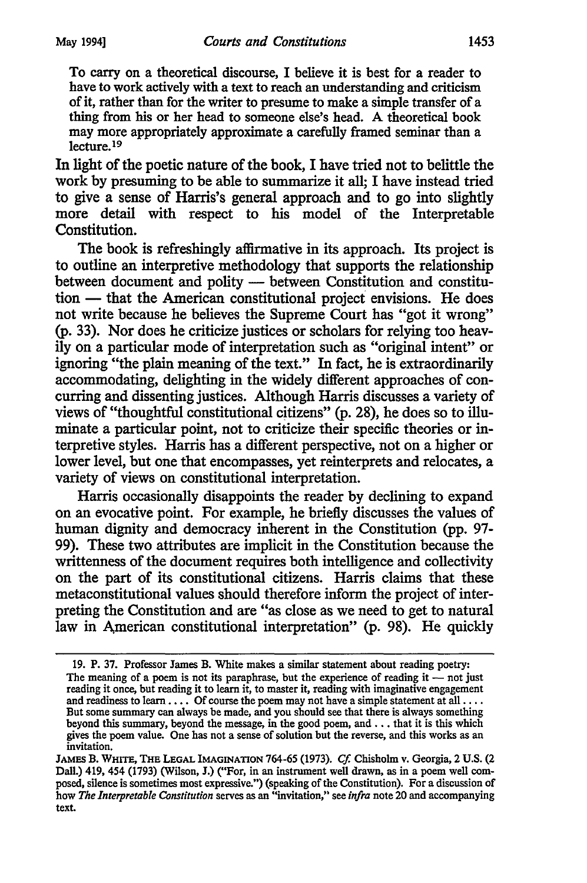> To carry on a theoretical discourse, I believe it is best for a reader to have to work actively with a text to reach an understanding and criticism of it, rather than for the writer to presume to make a simple transfer of a thing from his or her head to someone else's head. A theoretical book may more appropriately approximate a carefully framed seminar than a lecture.[19]

In light of the poetic nature of the book, I have tried not to belittle the work by presuming to be able to summarize it all; I have instead tried to give a sense of Harris's general approach and to go into slightly more detail with respect to his model of the Interpretable Constitution.

The book is refreshingly affirmative in its approach. Its project is to outline an interpretive methodology that supports the relationship between document and polity — between Constitution and constitution — that the American constitutional project envisions. He does not write because he believes the Supreme Court has "got it wrong" (p. 33). Nor does he criticize justices or scholars for relying too heavily on a particular mode of interpretation such as "original intent" or ignoring "the plain meaning of the text." In fact, he is extraordinarily accommodating, delighting in the widely different approaches of concurring and dissenting justices. Although Harris discusses a variety of views of "thoughtful constitutional citizens" (p. 28), he does so to illuminate a particular point, not to criticize their specific theories or interpretive styles. Harris has a different perspective, not on a higher or lower level, but one that encompasses, yet reinterprets and relocates, a variety of views on constitutional interpretation.

Harris occasionally disappoints the reader by declining to expand on an evocative point. For example, he briefly discusses the values of human dignity and democracy inherent in the Constitution (pp. 97-99). These two attributes are implicit in the Constitution because the writtenness of the document requires both intelligence and collectivity on the part of its constitutional citizens. Harris claims that these metaconstitutional values should therefore inform the project of interpreting the Constitution and are "as close as we need to get to natural law in American constitutional interpretation" (p. 98). He quickly

---

19. P. 37. Professor James B. White makes a similar statement about reading poetry:

> The meaning of a poem is not its paraphrase, but the experience of reading it — not just reading it once, but reading it to learn it, to master it, reading with imaginative engagement and readiness to learn . . . . Of course the poem may not have a simple statement at all . . . . But some summary can always be made, and you should see that there is always something beyond this summary, beyond the message, in the good poem, and . . . that it is this which gives the poem value. One has not a sense of solution but the reverse, and this works as an invitation.

JAMES B. WHITE, THE LEGAL IMAGINATION 764-65 (1973). *Cf.* Chisholm v. Georgia, 2 U.S. (2 Dall.) 419, 454 (1793) (Wilson, J.) ("For, in an instrument well drawn, as in a poem well composed, silence is sometimes most expressive.") (speaking of the Constitution). For a discussion of how *The Interpretable Constitution* serves as an "invitation," see *infra* note 20 and accompanying text.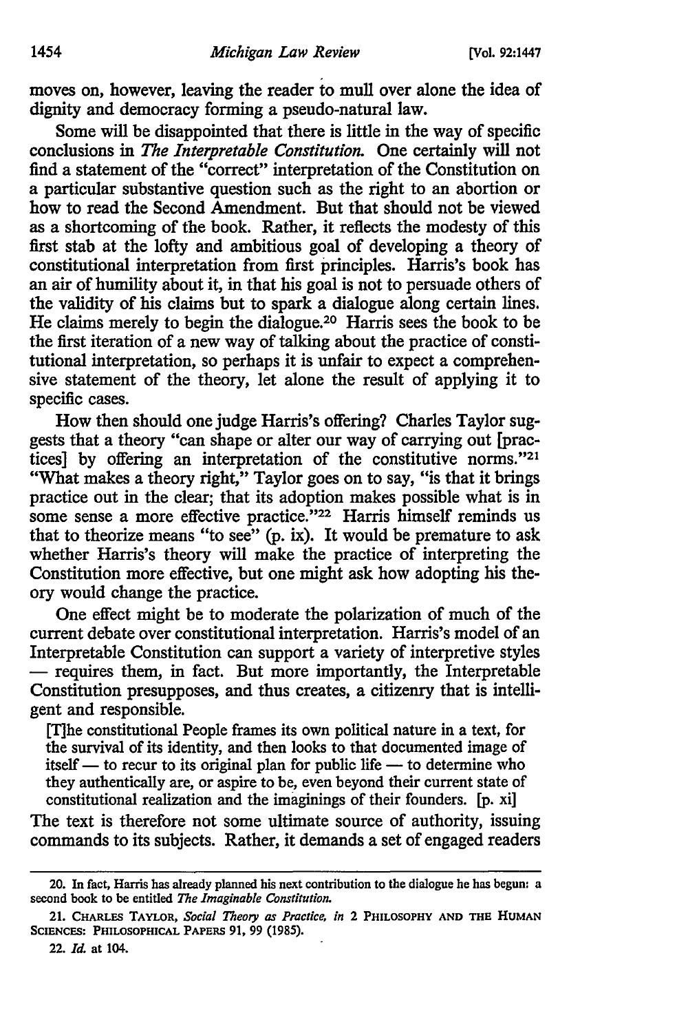moves on, however, leaving the reader to mull over alone the idea of dignity and democracy forming a pseudo-natural law.

Some will be disappointed that there is little in the way of specific conclusions in *The Interpretable Constitution.* One certainly will not find a statement of the "correct" interpretation of the Constitution on a particular substantive question such as the right to an abortion or how to read the Second Amendment. But that should not be viewed as a shortcoming of the book. Rather, it reflects the modesty of this first stab at the lofty and ambitious goal of developing a theory of constitutional interpretation from first principles. Harris's book has an air of humility about it, in that his goal is not to persuade others of the validity of his claims but to spark a dialogue along certain lines. He claims merely to begin the dialogue.[20] Harris sees the book to be the first iteration of a new way of talking about the practice of constitutional interpretation, so perhaps it is unfair to expect a comprehensive statement of the theory, let alone the result of applying it to specific cases.

How then should one judge Harris's offering? Charles Taylor suggests that a theory "can shape or alter our way of carrying out [practices] by offering an interpretation of the constitutive norms."[21] "What makes a theory right," Taylor goes on to say, "is that it brings practice out in the clear; that its adoption makes possible what is in some sense a more effective practice."[22] Harris himself reminds us that to theorize means "to see" (p. ix). It would be premature to ask whether Harris's theory will make the practice of interpreting the Constitution more effective, but one might ask how adopting his theory would change the practice.

One effect might be to moderate the polarization of much of the current debate over constitutional interpretation. Harris's model of an Interpretable Constitution can support a variety of interpretive styles — requires them, in fact. But more importantly, the Interpretable Constitution presupposes, and thus creates, a citizenry that is intelligent and responsible.

> [T]he constitutional People frames its own political nature in a text, for the survival of its identity, and then looks to that documented image of itself — to recur to its original plan for public life — to determine who they authentically are, or aspire to be, even beyond their current state of constitutional realization and the imaginings of their founders. [p. xi]

The text is therefore not some ultimate source of authority, issuing commands to its subjects. Rather, it demands a set of engaged readers

---

20. In fact, Harris has already planned his next contribution to the dialogue he has begun: a second book to be entitled *The Imaginable Constitution.*

21. CHARLES TAYLOR, *Social Theory as Practice, in* 2 PHILOSOPHY AND THE HUMAN SCIENCES: PHILOSOPHICAL PAPERS 91, 99 (1985).

22. *Id.* at 104.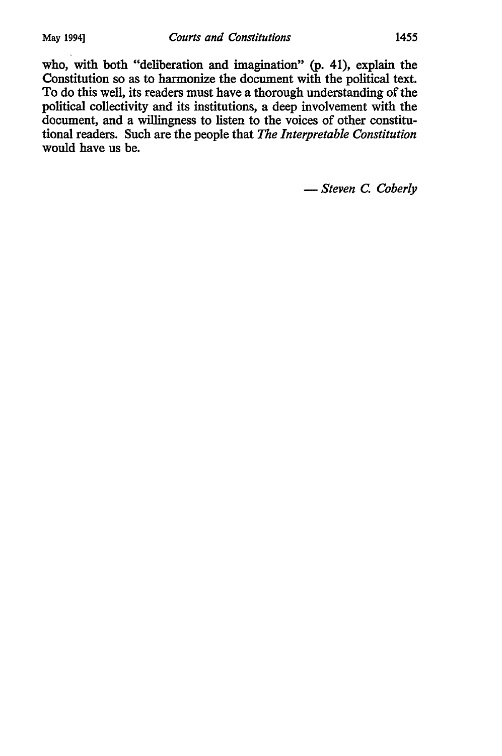who, with both "deliberation and imagination" (p. 41), explain the Constitution so as to harmonize the document with the political text. To do this well, its readers must have a thorough understanding of the political collectivity and its institutions, a deep involvement with the document, and a willingness to listen to the voices of other constitutional readers. Such are the people that *The Interpretable Constitution* would have us be.

— *Steven C. Coberly*